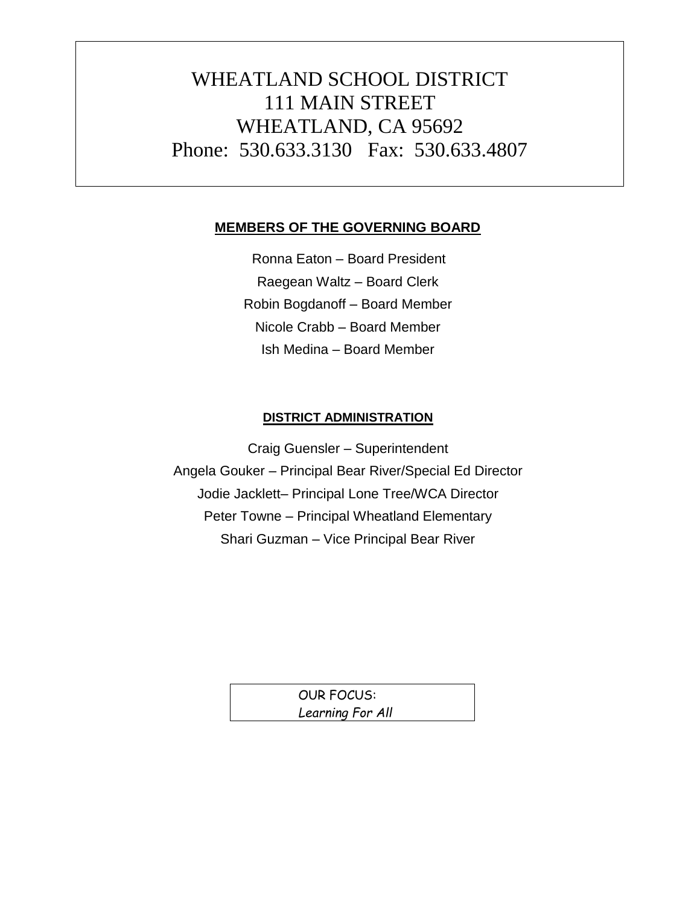# WHEATLAND SCHOOL DISTRICT
# 111 MAIN STREET
# WHEATLAND, CA 95692
# Phone: 530.633.3130 Fax: 530.633.4807

## MEMBERS OF THE GOVERNING BOARD

Ronna Eaton – Board President

Raegean Waltz – Board Clerk

Robin Bogdanoff – Board Member

Nicole Crabb – Board Member

Ish Medina – Board Member

## DISTRICT ADMINISTRATION

Craig Guensler – Superintendent

Angela Gouker – Principal Bear River/Special Ed Director

Jodie Jacklett– Principal Lone Tree/WCA Director

Peter Towne – Principal Wheatland Elementary

Shari Guzman – Vice Principal Bear River

OUR FOCUS:
*Learning For All*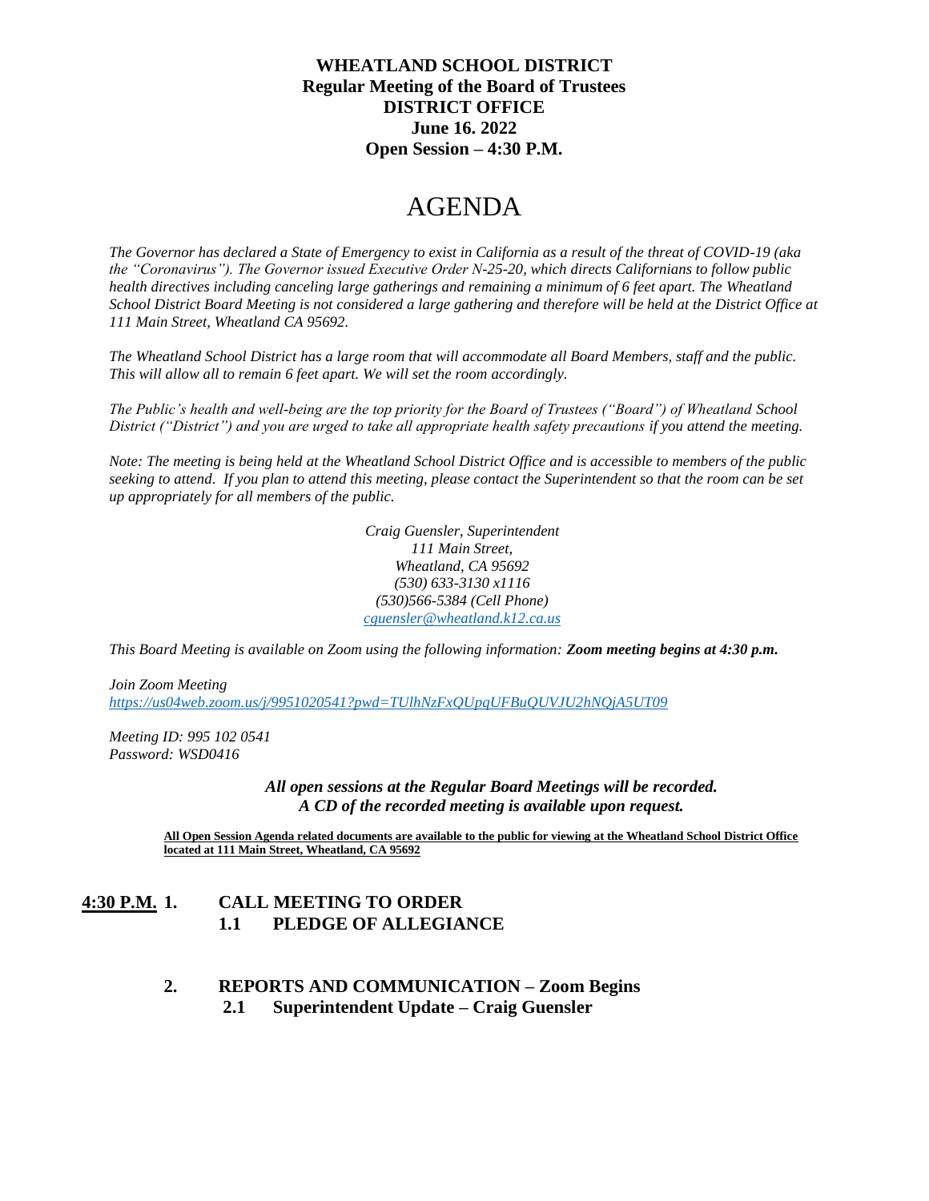**WHEATLAND SCHOOL DISTRICT**
**Regular Meeting of the Board of Trustees**
**DISTRICT OFFICE**
**June 16. 2022**
**Open Session – 4:30 P.M.**

# AGENDA

*The Governor has declared a State of Emergency to exist in California as a result of the threat of COVID-19 (aka the "Coronavirus"). The Governor issued Executive Order N-25-20, which directs Californians to follow public health directives including canceling large gatherings and remaining a minimum of 6 feet apart. The Wheatland School District Board Meeting is not considered a large gathering and therefore will be held at the District Office at 111 Main Street, Wheatland CA 95692.*

*The Wheatland School District has a large room that will accommodate all Board Members, staff and the public. This will allow all to remain 6 feet apart. We will set the room accordingly.*

*The Public's health and well-being are the top priority for the Board of Trustees ("Board") of Wheatland School District ("District") and you are urged to take all appropriate health safety precautions if you attend the meeting.*

*Note: The meeting is being held at the Wheatland School District Office and is accessible to members of the public seeking to attend. If you plan to attend this meeting, please contact the Superintendent so that the room can be set up appropriately for all members of the public.*

*Craig Guensler, Superintendent*
*111 Main Street,*
*Wheatland, CA 95692*
*(530) 633-3130 x1116*
*(530)566-5384 (Cell Phone)*
*cguensler@wheatland.k12.ca.us*

*This Board Meeting is available on Zoom using the following information:* ***Zoom meeting begins at 4:30 p.m.***

*Join Zoom Meeting*
*https://us04web.zoom.us/j/9951020541?pwd=TUlhNzFxQUpqUFBuQUVJU2hNQjA5UT09*

*Meeting ID: 995 102 0541*
*Password: WSD0416*

***All open sessions at the Regular Board Meetings will be recorded.***
***A CD of the recorded meeting is available upon request.***

**All Open Session Agenda related documents are available to the public for viewing at the Wheatland School District Office located at 111 Main Street, Wheatland, CA 95692**

**4:30 P.M. 1. CALL MEETING TO ORDER**

**1.1 PLEDGE OF ALLEGIANCE**

**2. REPORTS AND COMMUNICATION – Zoom Begins**

**2.1 Superintendent Update – Craig Guensler**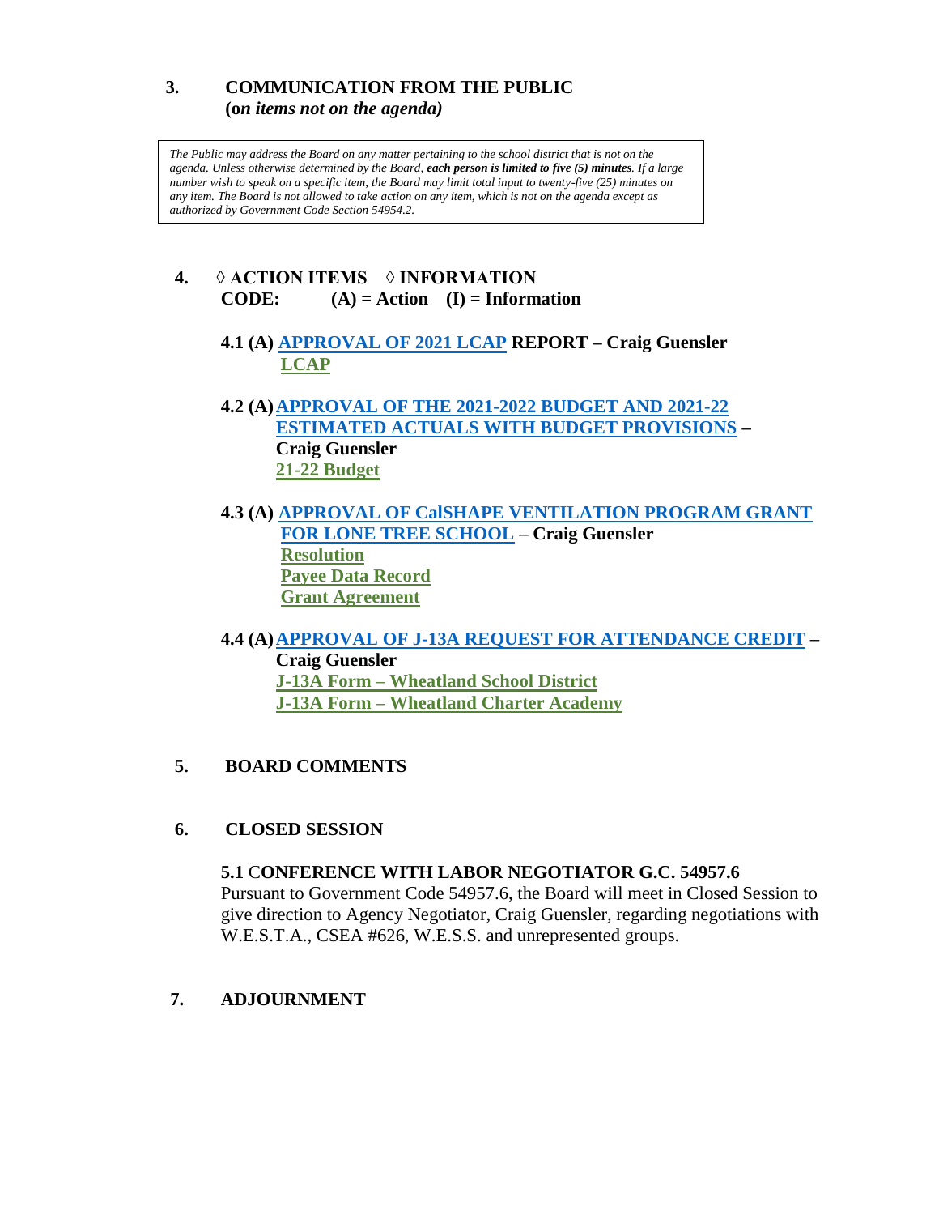## 3. COMMUNICATION FROM THE PUBLIC
**(*on items not on the agenda)***

> *The Public may address the Board on any matter pertaining to the school district that is not on the agenda. Unless otherwise determined by the Board, **each person is limited to five (5) minutes**. If a large number wish to speak on a specific item, the Board may limit total input to twenty-five (25) minutes on any item. The Board is not allowed to take action on any item, which is not on the agenda except as authorized by Government Code Section 54954.2.*

## 4. ◊ ACTION ITEMS ◊ INFORMATION
**CODE: (A) = Action (I) = Information**

**4.1 (A) APPROVAL OF 2021 LCAP REPORT – Craig Guensler**
**LCAP**

**4.2 (A) APPROVAL OF THE 2021-2022 BUDGET AND 2021-22 ESTIMATED ACTUALS WITH BUDGET PROVISIONS – Craig Guensler**
**21-22 Budget**

**4.3 (A) APPROVAL OF CalSHAPE VENTILATION PROGRAM GRANT FOR LONE TREE SCHOOL – Craig Guensler**
**Resolution**
**Payee Data Record**
**Grant Agreement**

**4.4 (A) APPROVAL OF J-13A REQUEST FOR ATTENDANCE CREDIT – Craig Guensler**
**J-13A Form – Wheatland School District**
**J-13A Form – Wheatland Charter Academy**

## 5. BOARD COMMENTS

## 6. CLOSED SESSION

**5.1 CONFERENCE WITH LABOR NEGOTIATOR G.C. 54957.6**
Pursuant to Government Code 54957.6, the Board will meet in Closed Session to give direction to Agency Negotiator, Craig Guensler, regarding negotiations with W.E.S.T.A., CSEA #626, W.E.S.S. and unrepresented groups.

## 7. ADJOURNMENT